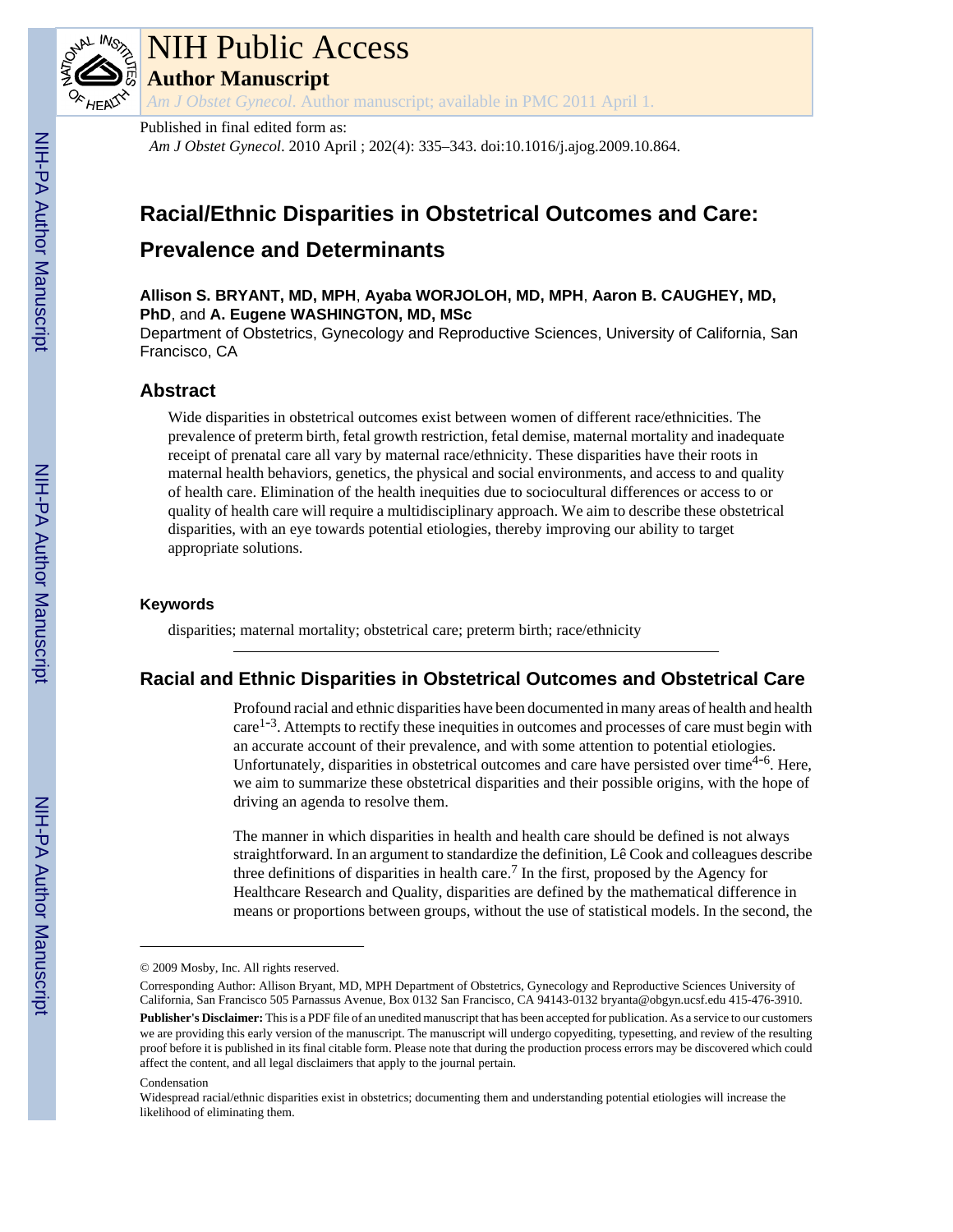# NIH Public Access

## Author Manuscript

*Am J Obstet Gynecol*. Author manuscript; available in PMC 2011 April 1.

Published in final edited form as:

*Am J Obstet Gynecol*. 2010 April ; 202(4): 335–343. doi:10.1016/j.ajog.2009.10.864.

# Racial/Ethnic Disparities in Obstetrical Outcomes and Care: Prevalence and Determinants

**Allison S. BRYANT, MD, MPH**, **Ayaba WORJOLOH, MD, MPH**, **Aaron B. CAUGHEY, MD, PhD**, and **A. Eugene WASHINGTON, MD, MSc**

Department of Obstetrics, Gynecology and Reproductive Sciences, University of California, San Francisco, CA

## Abstract

Wide disparities in obstetrical outcomes exist between women of different race/ethnicities. The prevalence of preterm birth, fetal growth restriction, fetal demise, maternal mortality and inadequate receipt of prenatal care all vary by maternal race/ethnicity. These disparities have their roots in maternal health behaviors, genetics, the physical and social environments, and access to and quality of health care. Elimination of the health inequities due to sociocultural differences or access to or quality of health care will require a multidisciplinary approach. We aim to describe these obstetrical disparities, with an eye towards potential etiologies, thereby improving our ability to target appropriate solutions.

### Keywords

disparities; maternal mortality; obstetrical care; preterm birth; race/ethnicity

## Racial and Ethnic Disparities in Obstetrical Outcomes and Obstetrical Care

Profound racial and ethnic disparities have been documented in many areas of health and health care[1-3]. Attempts to rectify these inequities in outcomes and processes of care must begin with an accurate account of their prevalence, and with some attention to potential etiologies. Unfortunately, disparities in obstetrical outcomes and care have persisted over time[4-6]. Here, we aim to summarize these obstetrical disparities and their possible origins, with the hope of driving an agenda to resolve them.

The manner in which disparities in health and health care should be defined is not always straightforward. In an argument to standardize the definition, Lê Cook and colleagues describe three definitions of disparities in health care.[7] In the first, proposed by the Agency for Healthcare Research and Quality, disparities are defined by the mathematical difference in means or proportions between groups, without the use of statistical models. In the second, the

---

© 2009 Mosby, Inc. All rights reserved.

Corresponding Author: Allison Bryant, MD, MPH Department of Obstetrics, Gynecology and Reproductive Sciences University of California, San Francisco 505 Parnassus Avenue, Box 0132 San Francisco, CA 94143-0132 bryanta@obgyn.ucsf.edu 415-476-3910.

**Publisher's Disclaimer:** This is a PDF file of an unedited manuscript that has been accepted for publication. As a service to our customers we are providing this early version of the manuscript. The manuscript will undergo copyediting, typesetting, and review of the resulting proof before it is published in its final citable form. Please note that during the production process errors may be discovered which could affect the content, and all legal disclaimers that apply to the journal pertain.

Condensation

Widespread racial/ethnic disparities exist in obstetrics; documenting them and understanding potential etiologies will increase the likelihood of eliminating them.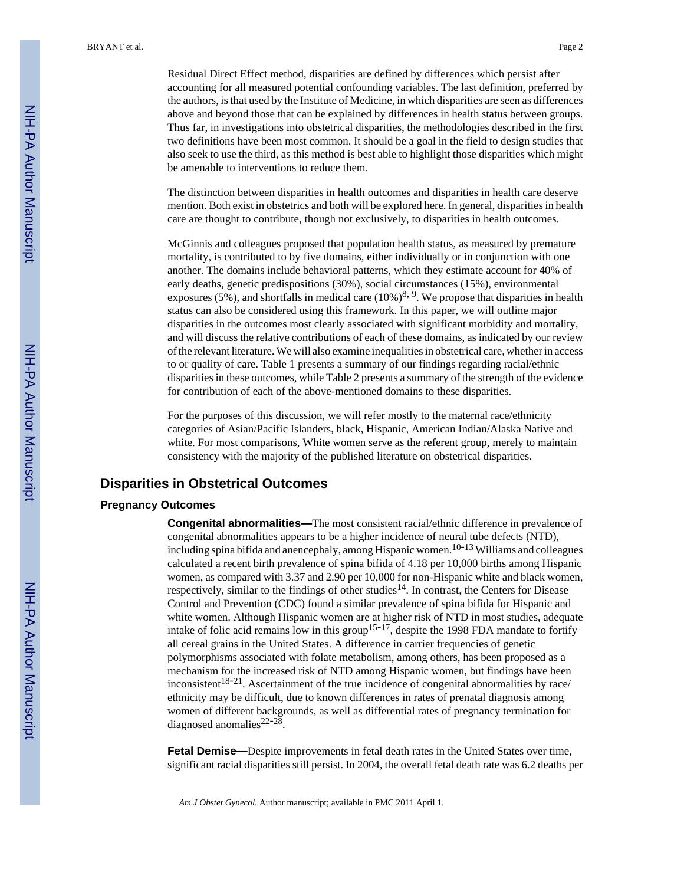Residual Direct Effect method, disparities are defined by differences which persist after accounting for all measured potential confounding variables. The last definition, preferred by the authors, is that used by the Institute of Medicine, in which disparities are seen as differences above and beyond those that can be explained by differences in health status between groups. Thus far, in investigations into obstetrical disparities, the methodologies described in the first two definitions have been most common. It should be a goal in the field to design studies that also seek to use the third, as this method is best able to highlight those disparities which might be amenable to interventions to reduce them.

The distinction between disparities in health outcomes and disparities in health care deserve mention. Both exist in obstetrics and both will be explored here. In general, disparities in health care are thought to contribute, though not exclusively, to disparities in health outcomes.

McGinnis and colleagues proposed that population health status, as measured by premature mortality, is contributed to by five domains, either individually or in conjunction with one another. The domains include behavioral patterns, which they estimate account for 40% of early deaths, genetic predispositions (30%), social circumstances (15%), environmental exposures (5%), and shortfalls in medical care (10%)[8, 9]. We propose that disparities in health status can also be considered using this framework. In this paper, we will outline major disparities in the outcomes most clearly associated with significant morbidity and mortality, and will discuss the relative contributions of each of these domains, as indicated by our review of the relevant literature. We will also examine inequalities in obstetrical care, whether in access to or quality of care. Table 1 presents a summary of our findings regarding racial/ethnic disparities in these outcomes, while Table 2 presents a summary of the strength of the evidence for contribution of each of the above-mentioned domains to these disparities.

For the purposes of this discussion, we will refer mostly to the maternal race/ethnicity categories of Asian/Pacific Islanders, black, Hispanic, American Indian/Alaska Native and white. For most comparisons, White women serve as the referent group, merely to maintain consistency with the majority of the published literature on obstetrical disparities.

## Disparities in Obstetrical Outcomes

### Pregnancy Outcomes

**Congenital abnormalities—**The most consistent racial/ethnic difference in prevalence of congenital abnormalities appears to be a higher incidence of neural tube defects (NTD), including spina bifida and anencephaly, among Hispanic women.[10-13] Williams and colleagues calculated a recent birth prevalence of spina bifida of 4.18 per 10,000 births among Hispanic women, as compared with 3.37 and 2.90 per 10,000 for non-Hispanic white and black women, respectively, similar to the findings of other studies[14]. In contrast, the Centers for Disease Control and Prevention (CDC) found a similar prevalence of spina bifida for Hispanic and white women. Although Hispanic women are at higher risk of NTD in most studies, adequate intake of folic acid remains low in this group[15-17], despite the 1998 FDA mandate to fortify all cereal grains in the United States. A difference in carrier frequencies of genetic polymorphisms associated with folate metabolism, among others, has been proposed as a mechanism for the increased risk of NTD among Hispanic women, but findings have been inconsistent[18-21]. Ascertainment of the true incidence of congenital abnormalities by race/ethnicity may be difficult, due to known differences in rates of prenatal diagnosis among women of different backgrounds, as well as differential rates of pregnancy termination for diagnosed anomalies[22-28].

**Fetal Demise—**Despite improvements in fetal death rates in the United States over time, significant racial disparities still persist. In 2004, the overall fetal death rate was 6.2 deaths per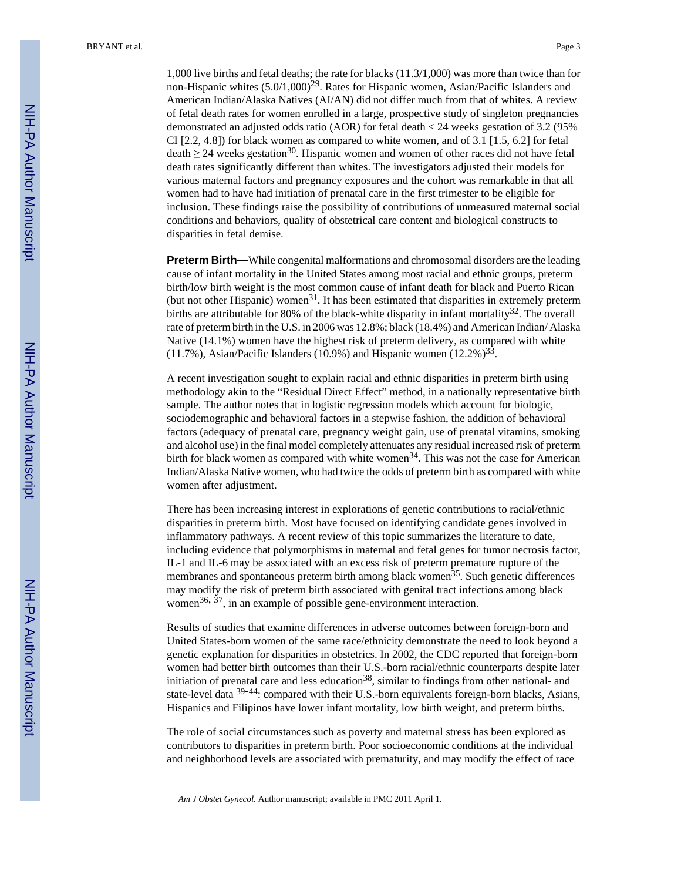1,000 live births and fetal deaths; the rate for blacks (11.3/1,000) was more than twice than for non-Hispanic whites (5.0/1,000)[29]. Rates for Hispanic women, Asian/Pacific Islanders and American Indian/Alaska Natives (AI/AN) did not differ much from that of whites. A review of fetal death rates for women enrolled in a large, prospective study of singleton pregnancies demonstrated an adjusted odds ratio (AOR) for fetal death < 24 weeks gestation of 3.2 (95% CI [2.2, 4.8]) for black women as compared to white women, and of 3.1 [1.5, 6.2] for fetal death ≥ 24 weeks gestation[30]. Hispanic women and women of other races did not have fetal death rates significantly different than whites. The investigators adjusted their models for various maternal factors and pregnancy exposures and the cohort was remarkable in that all women had to have had initiation of prenatal care in the first trimester to be eligible for inclusion. These findings raise the possibility of contributions of unmeasured maternal social conditions and behaviors, quality of obstetrical care content and biological constructs to disparities in fetal demise.

**Preterm Birth—**While congenital malformations and chromosomal disorders are the leading cause of infant mortality in the United States among most racial and ethnic groups, preterm birth/low birth weight is the most common cause of infant death for black and Puerto Rican (but not other Hispanic) women[31]. It has been estimated that disparities in extremely preterm births are attributable for 80% of the black-white disparity in infant mortality[32]. The overall rate of preterm birth in the U.S. in 2006 was 12.8%; black (18.4%) and American Indian/ Alaska Native (14.1%) women have the highest risk of preterm delivery, as compared with white (11.7%), Asian/Pacific Islanders (10.9%) and Hispanic women (12.2%)[33].

A recent investigation sought to explain racial and ethnic disparities in preterm birth using methodology akin to the "Residual Direct Effect" method, in a nationally representative birth sample. The author notes that in logistic regression models which account for biologic, sociodemographic and behavioral factors in a stepwise fashion, the addition of behavioral factors (adequacy of prenatal care, pregnancy weight gain, use of prenatal vitamins, smoking and alcohol use) in the final model completely attenuates any residual increased risk of preterm birth for black women as compared with white women[34]. This was not the case for American Indian/Alaska Native women, who had twice the odds of preterm birth as compared with white women after adjustment.

There has been increasing interest in explorations of genetic contributions to racial/ethnic disparities in preterm birth. Most have focused on identifying candidate genes involved in inflammatory pathways. A recent review of this topic summarizes the literature to date, including evidence that polymorphisms in maternal and fetal genes for tumor necrosis factor, IL-1 and IL-6 may be associated with an excess risk of preterm premature rupture of the membranes and spontaneous preterm birth among black women[35]. Such genetic differences may modify the risk of preterm birth associated with genital tract infections among black women[36, 37], in an example of possible gene-environment interaction.

Results of studies that examine differences in adverse outcomes between foreign-born and United States-born women of the same race/ethnicity demonstrate the need to look beyond a genetic explanation for disparities in obstetrics. In 2002, the CDC reported that foreign-born women had better birth outcomes than their U.S.-born racial/ethnic counterparts despite later initiation of prenatal care and less education[38], similar to findings from other national- and state-level data [39-44]: compared with their U.S.-born equivalents foreign-born blacks, Asians, Hispanics and Filipinos have lower infant mortality, low birth weight, and preterm births.

The role of social circumstances such as poverty and maternal stress has been explored as contributors to disparities in preterm birth. Poor socioeconomic conditions at the individual and neighborhood levels are associated with prematurity, and may modify the effect of race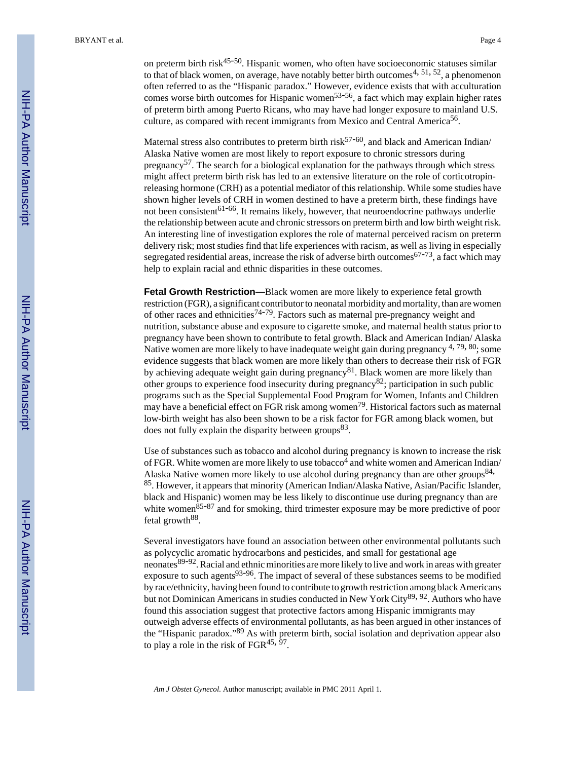on preterm birth risk[45-50]. Hispanic women, who often have socioeconomic statuses similar to that of black women, on average, have notably better birth outcomes[4, 51, 52], a phenomenon often referred to as the "Hispanic paradox." However, evidence exists that with acculturation comes worse birth outcomes for Hispanic women[53-56], a fact which may explain higher rates of preterm birth among Puerto Ricans, who may have had longer exposure to mainland U.S. culture, as compared with recent immigrants from Mexico and Central America[56].

Maternal stress also contributes to preterm birth risk[57-60], and black and American Indian/ Alaska Native women are most likely to report exposure to chronic stressors during pregnancy[57]. The search for a biological explanation for the pathways through which stress might affect preterm birth risk has led to an extensive literature on the role of corticotropin-releasing hormone (CRH) as a potential mediator of this relationship. While some studies have shown higher levels of CRH in women destined to have a preterm birth, these findings have not been consistent[61-66]. It remains likely, however, that neuroendocrine pathways underlie the relationship between acute and chronic stressors on preterm birth and low birth weight risk. An interesting line of investigation explores the role of maternal perceived racism on preterm delivery risk; most studies find that life experiences with racism, as well as living in especially segregated residential areas, increase the risk of adverse birth outcomes[67-73], a fact which may help to explain racial and ethnic disparities in these outcomes.

**Fetal Growth Restriction—**Black women are more likely to experience fetal growth restriction (FGR), a significant contributor to neonatal morbidity and mortality, than are women of other races and ethnicities[74-79]. Factors such as maternal pre-pregnancy weight and nutrition, substance abuse and exposure to cigarette smoke, and maternal health status prior to pregnancy have been shown to contribute to fetal growth. Black and American Indian/ Alaska Native women are more likely to have inadequate weight gain during pregnancy [4, 79, 80]; some evidence suggests that black women are more likely than others to decrease their risk of FGR by achieving adequate weight gain during pregnancy[81]. Black women are more likely than other groups to experience food insecurity during pregnancy[82]; participation in such public programs such as the Special Supplemental Food Program for Women, Infants and Children may have a beneficial effect on FGR risk among women[79]. Historical factors such as maternal low-birth weight has also been shown to be a risk factor for FGR among black women, but does not fully explain the disparity between groups[83].

Use of substances such as tobacco and alcohol during pregnancy is known to increase the risk of FGR. White women are more likely to use tobacco[4] and white women and American Indian/ Alaska Native women more likely to use alcohol during pregnancy than are other groups[84, 85]. However, it appears that minority (American Indian/Alaska Native, Asian/Pacific Islander, black and Hispanic) women may be less likely to discontinue use during pregnancy than are white women[85-87] and for smoking, third trimester exposure may be more predictive of poor fetal growth[88].

Several investigators have found an association between other environmental pollutants such as polycyclic aromatic hydrocarbons and pesticides, and small for gestational age neonates[89-92]. Racial and ethnic minorities are more likely to live and work in areas with greater exposure to such agents[93-96]. The impact of several of these substances seems to be modified by race/ethnicity, having been found to contribute to growth restriction among black Americans but not Dominican Americans in studies conducted in New York City[89, 92]. Authors who have found this association suggest that protective factors among Hispanic immigrants may outweigh adverse effects of environmental pollutants, as has been argued in other instances of the "Hispanic paradox."[89] As with preterm birth, social isolation and deprivation appear also to play a role in the risk of FGR[45, 97].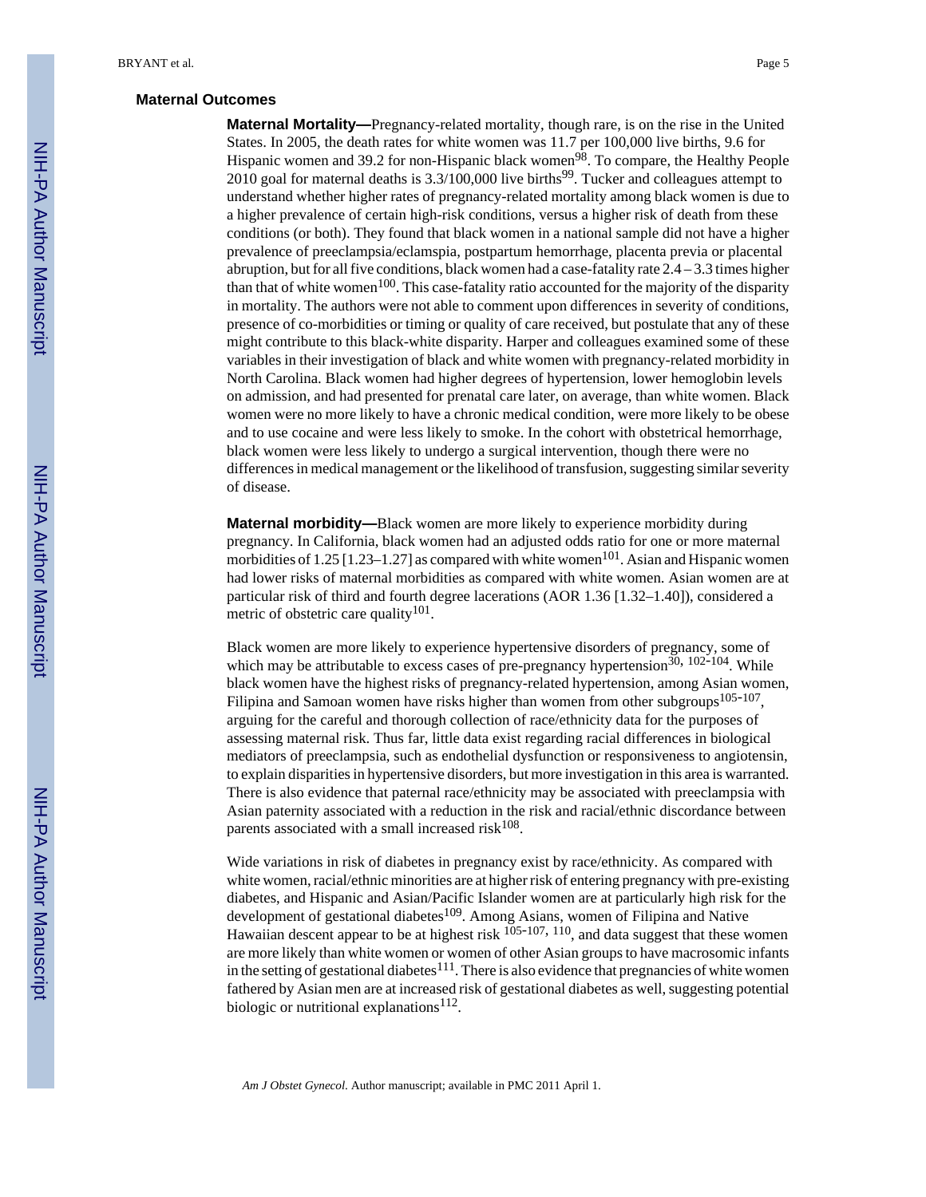### Maternal Outcomes

**Maternal Mortality—**Pregnancy-related mortality, though rare, is on the rise in the United States. In 2005, the death rates for white women was 11.7 per 100,000 live births, 9.6 for Hispanic women and 39.2 for non-Hispanic black women[98]. To compare, the Healthy People 2010 goal for maternal deaths is 3.3/100,000 live births[99]. Tucker and colleagues attempt to understand whether higher rates of pregnancy-related mortality among black women is due to a higher prevalence of certain high-risk conditions, versus a higher risk of death from these conditions (or both). They found that black women in a national sample did not have a higher prevalence of preeclampsia/eclamspia, postpartum hemorrhage, placenta previa or placental abruption, but for all five conditions, black women had a case-fatality rate 2.4 – 3.3 times higher than that of white women[100]. This case-fatality ratio accounted for the majority of the disparity in mortality. The authors were not able to comment upon differences in severity of conditions, presence of co-morbidities or timing or quality of care received, but postulate that any of these might contribute to this black-white disparity. Harper and colleagues examined some of these variables in their investigation of black and white women with pregnancy-related morbidity in North Carolina. Black women had higher degrees of hypertension, lower hemoglobin levels on admission, and had presented for prenatal care later, on average, than white women. Black women were no more likely to have a chronic medical condition, were more likely to be obese and to use cocaine and were less likely to smoke. In the cohort with obstetrical hemorrhage, black women were less likely to undergo a surgical intervention, though there were no differences in medical management or the likelihood of transfusion, suggesting similar severity of disease.

**Maternal morbidity—**Black women are more likely to experience morbidity during pregnancy. In California, black women had an adjusted odds ratio for one or more maternal morbidities of 1.25 [1.23–1.27] as compared with white women[101]. Asian and Hispanic women had lower risks of maternal morbidities as compared with white women. Asian women are at particular risk of third and fourth degree lacerations (AOR 1.36 [1.32–1.40]), considered a metric of obstetric care quality[101].

Black women are more likely to experience hypertensive disorders of pregnancy, some of which may be attributable to excess cases of pre-pregnancy hypertension[30, 102-104]. While black women have the highest risks of pregnancy-related hypertension, among Asian women, Filipina and Samoan women have risks higher than women from other subgroups[105-107], arguing for the careful and thorough collection of race/ethnicity data for the purposes of assessing maternal risk. Thus far, little data exist regarding racial differences in biological mediators of preeclampsia, such as endothelial dysfunction or responsiveness to angiotensin, to explain disparities in hypertensive disorders, but more investigation in this area is warranted. There is also evidence that paternal race/ethnicity may be associated with preeclampsia with Asian paternity associated with a reduction in the risk and racial/ethnic discordance between parents associated with a small increased risk[108].

Wide variations in risk of diabetes in pregnancy exist by race/ethnicity. As compared with white women, racial/ethnic minorities are at higher risk of entering pregnancy with pre-existing diabetes, and Hispanic and Asian/Pacific Islander women are at particularly high risk for the development of gestational diabetes[109]. Among Asians, women of Filipina and Native Hawaiian descent appear to be at highest risk [105-107, 110], and data suggest that these women are more likely than white women or women of other Asian groups to have macrosomic infants in the setting of gestational diabetes[111]. There is also evidence that pregnancies of white women fathered by Asian men are at increased risk of gestational diabetes as well, suggesting potential biologic or nutritional explanations[112].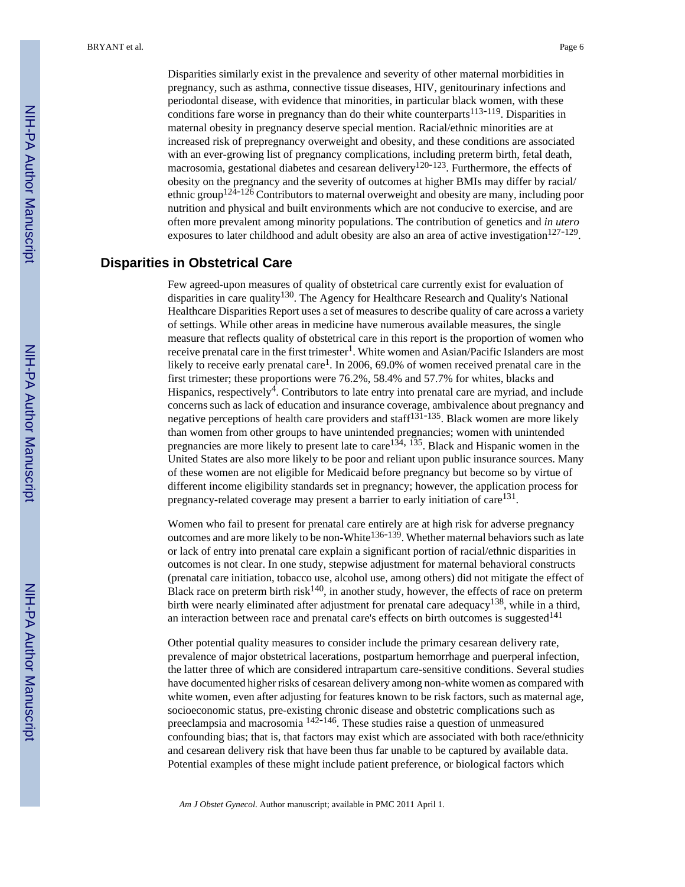Disparities similarly exist in the prevalence and severity of other maternal morbidities in pregnancy, such as asthma, connective tissue diseases, HIV, genitourinary infections and periodontal disease, with evidence that minorities, in particular black women, with these conditions fare worse in pregnancy than do their white counterparts[113-119]. Disparities in maternal obesity in pregnancy deserve special mention. Racial/ethnic minorities are at increased risk of prepregnancy overweight and obesity, and these conditions are associated with an ever-growing list of pregnancy complications, including preterm birth, fetal death, macrosomia, gestational diabetes and cesarean delivery[120-123]. Furthermore, the effects of obesity on the pregnancy and the severity of outcomes at higher BMIs may differ by racial/ethnic group[124-126] Contributors to maternal overweight and obesity are many, including poor nutrition and physical and built environments which are not conducive to exercise, and are often more prevalent among minority populations. The contribution of genetics and *in utero* exposures to later childhood and adult obesity are also an area of active investigation[127-129].

## Disparities in Obstetrical Care

Few agreed-upon measures of quality of obstetrical care currently exist for evaluation of disparities in care quality[130]. The Agency for Healthcare Research and Quality's National Healthcare Disparities Report uses a set of measures to describe quality of care across a variety of settings. While other areas in medicine have numerous available measures, the single measure that reflects quality of obstetrical care in this report is the proportion of women who receive prenatal care in the first trimester[1]. White women and Asian/Pacific Islanders are most likely to receive early prenatal care[1]. In 2006, 69.0% of women received prenatal care in the first trimester; these proportions were 76.2%, 58.4% and 57.7% for whites, blacks and Hispanics, respectively[4]. Contributors to late entry into prenatal care are myriad, and include concerns such as lack of education and insurance coverage, ambivalence about pregnancy and negative perceptions of health care providers and staff[131-135]. Black women are more likely than women from other groups to have unintended pregnancies; women with unintended pregnancies are more likely to present late to care[134, 135]. Black and Hispanic women in the United States are also more likely to be poor and reliant upon public insurance sources. Many of these women are not eligible for Medicaid before pregnancy but become so by virtue of different income eligibility standards set in pregnancy; however, the application process for pregnancy-related coverage may present a barrier to early initiation of care[131].

Women who fail to present for prenatal care entirely are at high risk for adverse pregnancy outcomes and are more likely to be non-White[136-139]. Whether maternal behaviors such as late or lack of entry into prenatal care explain a significant portion of racial/ethnic disparities in outcomes is not clear. In one study, stepwise adjustment for maternal behavioral constructs (prenatal care initiation, tobacco use, alcohol use, among others) did not mitigate the effect of Black race on preterm birth risk[140], in another study, however, the effects of race on preterm birth were nearly eliminated after adjustment for prenatal care adequacy[138], while in a third, an interaction between race and prenatal care's effects on birth outcomes is suggested[141]

Other potential quality measures to consider include the primary cesarean delivery rate, prevalence of major obstetrical lacerations, postpartum hemorrhage and puerperal infection, the latter three of which are considered intrapartum care-sensitive conditions. Several studies have documented higher risks of cesarean delivery among non-white women as compared with white women, even after adjusting for features known to be risk factors, such as maternal age, socioeconomic status, pre-existing chronic disease and obstetric complications such as preeclampsia and macrosomia [142-146]. These studies raise a question of unmeasured confounding bias; that is, that factors may exist which are associated with both race/ethnicity and cesarean delivery risk that have been thus far unable to be captured by available data. Potential examples of these might include patient preference, or biological factors which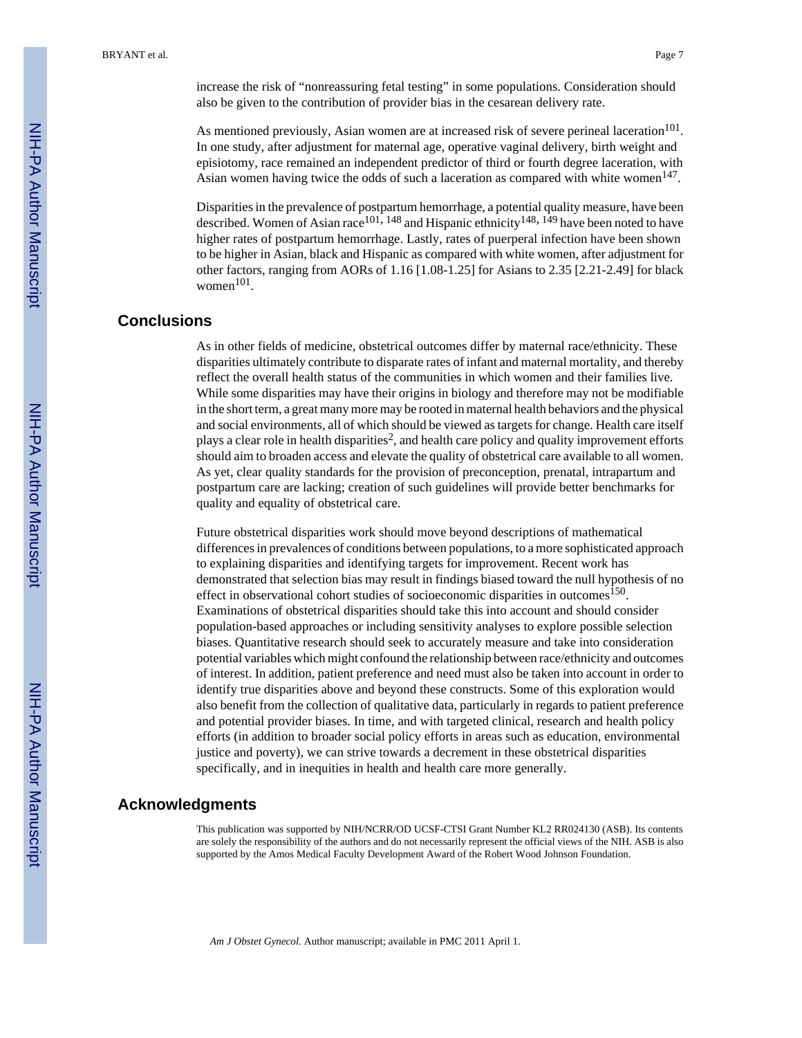increase the risk of "nonreassuring fetal testing" in some populations. Consideration should also be given to the contribution of provider bias in the cesarean delivery rate.

As mentioned previously, Asian women are at increased risk of severe perineal laceration[101]. In one study, after adjustment for maternal age, operative vaginal delivery, birth weight and episiotomy, race remained an independent predictor of third or fourth degree laceration, with Asian women having twice the odds of such a laceration as compared with white women[147].

Disparities in the prevalence of postpartum hemorrhage, a potential quality measure, have been described. Women of Asian race[101, 148] and Hispanic ethnicity[148, 149] have been noted to have higher rates of postpartum hemorrhage. Lastly, rates of puerperal infection have been shown to be higher in Asian, black and Hispanic as compared with white women, after adjustment for other factors, ranging from AORs of 1.16 [1.08-1.25] for Asians to 2.35 [2.21-2.49] for black women[101].

## Conclusions

As in other fields of medicine, obstetrical outcomes differ by maternal race/ethnicity. These disparities ultimately contribute to disparate rates of infant and maternal mortality, and thereby reflect the overall health status of the communities in which women and their families live. While some disparities may have their origins in biology and therefore may not be modifiable in the short term, a great many more may be rooted in maternal health behaviors and the physical and social environments, all of which should be viewed as targets for change. Health care itself plays a clear role in health disparities[2], and health care policy and quality improvement efforts should aim to broaden access and elevate the quality of obstetrical care available to all women. As yet, clear quality standards for the provision of preconception, prenatal, intrapartum and postpartum care are lacking; creation of such guidelines will provide better benchmarks for quality and equality of obstetrical care.

Future obstetrical disparities work should move beyond descriptions of mathematical differences in prevalences of conditions between populations, to a more sophisticated approach to explaining disparities and identifying targets for improvement. Recent work has demonstrated that selection bias may result in findings biased toward the null hypothesis of no effect in observational cohort studies of socioeconomic disparities in outcomes[150]. Examinations of obstetrical disparities should take this into account and should consider population-based approaches or including sensitivity analyses to explore possible selection biases. Quantitative research should seek to accurately measure and take into consideration potential variables which might confound the relationship between race/ethnicity and outcomes of interest. In addition, patient preference and need must also be taken into account in order to identify true disparities above and beyond these constructs. Some of this exploration would also benefit from the collection of qualitative data, particularly in regards to patient preference and potential provider biases. In time, and with targeted clinical, research and health policy efforts (in addition to broader social policy efforts in areas such as education, environmental justice and poverty), we can strive towards a decrement in these obstetrical disparities specifically, and in inequities in health and health care more generally.

## Acknowledgments

This publication was supported by NIH/NCRR/OD UCSF-CTSI Grant Number KL2 RR024130 (ASB). Its contents are solely the responsibility of the authors and do not necessarily represent the official views of the NIH. ASB is also supported by the Amos Medical Faculty Development Award of the Robert Wood Johnson Foundation.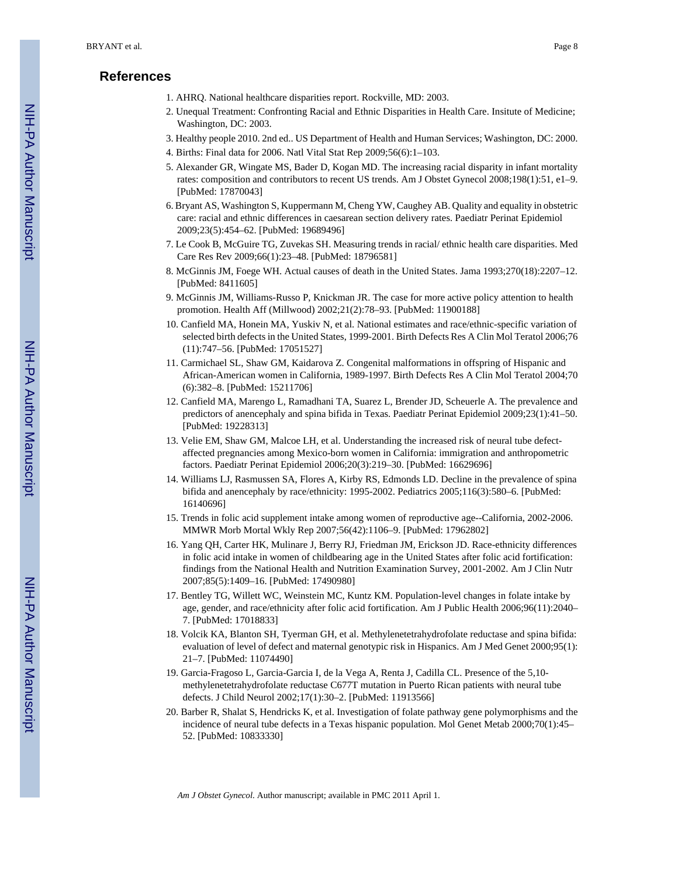## References

1. AHRQ. National healthcare disparities report. Rockville, MD: 2003.
2. Unequal Treatment: Confronting Racial and Ethnic Disparities in Health Care. Insitute of Medicine; Washington, DC: 2003.
3. Healthy people 2010. 2nd ed.. US Department of Health and Human Services; Washington, DC: 2000.
4. Births: Final data for 2006. Natl Vital Stat Rep 2009;56(6):1–103.
5. Alexander GR, Wingate MS, Bader D, Kogan MD. The increasing racial disparity in infant mortality rates: composition and contributors to recent US trends. Am J Obstet Gynecol 2008;198(1):51, e1–9. [PubMed: 17870043]
6. Bryant AS, Washington S, Kuppermann M, Cheng YW, Caughey AB. Quality and equality in obstetric care: racial and ethnic differences in caesarean section delivery rates. Paediatr Perinat Epidemiol 2009;23(5):454–62. [PubMed: 19689496]
7. Le Cook B, McGuire TG, Zuvekas SH. Measuring trends in racial/ ethnic health care disparities. Med Care Res Rev 2009;66(1):23–48. [PubMed: 18796581]
8. McGinnis JM, Foege WH. Actual causes of death in the United States. Jama 1993;270(18):2207–12. [PubMed: 8411605]
9. McGinnis JM, Williams-Russo P, Knickman JR. The case for more active policy attention to health promotion. Health Aff (Millwood) 2002;21(2):78–93. [PubMed: 11900188]
10. Canfield MA, Honein MA, Yuskiv N, et al. National estimates and race/ethnic-specific variation of selected birth defects in the United States, 1999-2001. Birth Defects Res A Clin Mol Teratol 2006;76 (11):747–56. [PubMed: 17051527]
11. Carmichael SL, Shaw GM, Kaidarova Z. Congenital malformations in offspring of Hispanic and African-American women in California, 1989-1997. Birth Defects Res A Clin Mol Teratol 2004;70 (6):382–8. [PubMed: 15211706]
12. Canfield MA, Marengo L, Ramadhani TA, Suarez L, Brender JD, Scheuerle A. The prevalence and predictors of anencephaly and spina bifida in Texas. Paediatr Perinat Epidemiol 2009;23(1):41–50. [PubMed: 19228313]
13. Velie EM, Shaw GM, Malcoe LH, et al. Understanding the increased risk of neural tube defect-affected pregnancies among Mexico-born women in California: immigration and anthropometric factors. Paediatr Perinat Epidemiol 2006;20(3):219–30. [PubMed: 16629696]
14. Williams LJ, Rasmussen SA, Flores A, Kirby RS, Edmonds LD. Decline in the prevalence of spina bifida and anencephaly by race/ethnicity: 1995-2002. Pediatrics 2005;116(3):580–6. [PubMed: 16140696]
15. Trends in folic acid supplement intake among women of reproductive age--California, 2002-2006. MMWR Morb Mortal Wkly Rep 2007;56(42):1106–9. [PubMed: 17962802]
16. Yang QH, Carter HK, Mulinare J, Berry RJ, Friedman JM, Erickson JD. Race-ethnicity differences in folic acid intake in women of childbearing age in the United States after folic acid fortification: findings from the National Health and Nutrition Examination Survey, 2001-2002. Am J Clin Nutr 2007;85(5):1409–16. [PubMed: 17490980]
17. Bentley TG, Willett WC, Weinstein MC, Kuntz KM. Population-level changes in folate intake by age, gender, and race/ethnicity after folic acid fortification. Am J Public Health 2006;96(11):2040–7. [PubMed: 17018833]
18. Volcik KA, Blanton SH, Tyerman GH, et al. Methylenetetrahydrofolate reductase and spina bifida: evaluation of level of defect and maternal genotypic risk in Hispanics. Am J Med Genet 2000;95(1): 21–7. [PubMed: 11074490]
19. Garcia-Fragoso L, Garcia-Garcia I, de la Vega A, Renta J, Cadilla CL. Presence of the 5,10-methylenetetrahydrofolate reductase C677T mutation in Puerto Rican patients with neural tube defects. J Child Neurol 2002;17(1):30–2. [PubMed: 11913566]
20. Barber R, Shalat S, Hendricks K, et al. Investigation of folate pathway gene polymorphisms and the incidence of neural tube defects in a Texas hispanic population. Mol Genet Metab 2000;70(1):45–52. [PubMed: 10833330]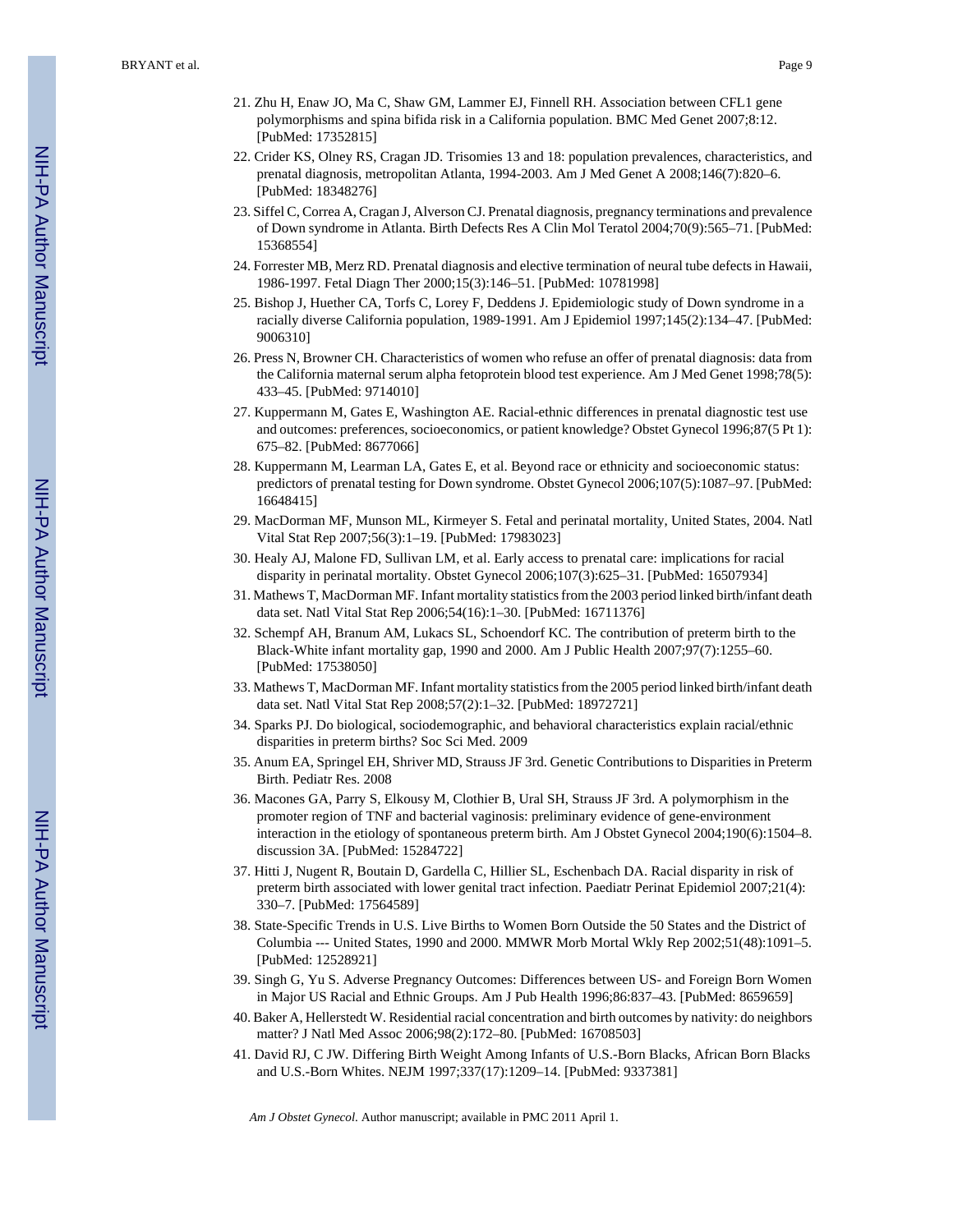21. Zhu H, Enaw JO, Ma C, Shaw GM, Lammer EJ, Finnell RH. Association between CFL1 gene polymorphisms and spina bifida risk in a California population. BMC Med Genet 2007;8:12. [PubMed: 17352815]
22. Crider KS, Olney RS, Cragan JD. Trisomies 13 and 18: population prevalences, characteristics, and prenatal diagnosis, metropolitan Atlanta, 1994-2003. Am J Med Genet A 2008;146(7):820–6. [PubMed: 18348276]
23. Siffel C, Correa A, Cragan J, Alverson CJ. Prenatal diagnosis, pregnancy terminations and prevalence of Down syndrome in Atlanta. Birth Defects Res A Clin Mol Teratol 2004;70(9):565–71. [PubMed: 15368554]
24. Forrester MB, Merz RD. Prenatal diagnosis and elective termination of neural tube defects in Hawaii, 1986-1997. Fetal Diagn Ther 2000;15(3):146–51. [PubMed: 10781998]
25. Bishop J, Huether CA, Torfs C, Lorey F, Deddens J. Epidemiologic study of Down syndrome in a racially diverse California population, 1989-1991. Am J Epidemiol 1997;145(2):134–47. [PubMed: 9006310]
26. Press N, Browner CH. Characteristics of women who refuse an offer of prenatal diagnosis: data from the California maternal serum alpha fetoprotein blood test experience. Am J Med Genet 1998;78(5): 433–45. [PubMed: 9714010]
27. Kuppermann M, Gates E, Washington AE. Racial-ethnic differences in prenatal diagnostic test use and outcomes: preferences, socioeconomics, or patient knowledge? Obstet Gynecol 1996;87(5 Pt 1): 675–82. [PubMed: 8677066]
28. Kuppermann M, Learman LA, Gates E, et al. Beyond race or ethnicity and socioeconomic status: predictors of prenatal testing for Down syndrome. Obstet Gynecol 2006;107(5):1087–97. [PubMed: 16648415]
29. MacDorman MF, Munson ML, Kirmeyer S. Fetal and perinatal mortality, United States, 2004. Natl Vital Stat Rep 2007;56(3):1–19. [PubMed: 17983023]
30. Healy AJ, Malone FD, Sullivan LM, et al. Early access to prenatal care: implications for racial disparity in perinatal mortality. Obstet Gynecol 2006;107(3):625–31. [PubMed: 16507934]
31. Mathews T, MacDorman MF. Infant mortality statistics from the 2003 period linked birth/infant death data set. Natl Vital Stat Rep 2006;54(16):1–30. [PubMed: 16711376]
32. Schempf AH, Branum AM, Lukacs SL, Schoendorf KC. The contribution of preterm birth to the Black-White infant mortality gap, 1990 and 2000. Am J Public Health 2007;97(7):1255–60. [PubMed: 17538050]
33. Mathews T, MacDorman MF. Infant mortality statistics from the 2005 period linked birth/infant death data set. Natl Vital Stat Rep 2008;57(2):1–32. [PubMed: 18972721]
34. Sparks PJ. Do biological, sociodemographic, and behavioral characteristics explain racial/ethnic disparities in preterm births? Soc Sci Med. 2009
35. Anum EA, Springel EH, Shriver MD, Strauss JF 3rd. Genetic Contributions to Disparities in Preterm Birth. Pediatr Res. 2008
36. Macones GA, Parry S, Elkousy M, Clothier B, Ural SH, Strauss JF 3rd. A polymorphism in the promoter region of TNF and bacterial vaginosis: preliminary evidence of gene-environment interaction in the etiology of spontaneous preterm birth. Am J Obstet Gynecol 2004;190(6):1504–8. discussion 3A. [PubMed: 15284722]
37. Hitti J, Nugent R, Boutain D, Gardella C, Hillier SL, Eschenbach DA. Racial disparity in risk of preterm birth associated with lower genital tract infection. Paediatr Perinat Epidemiol 2007;21(4): 330–7. [PubMed: 17564589]
38. State-Specific Trends in U.S. Live Births to Women Born Outside the 50 States and the District of Columbia --- United States, 1990 and 2000. MMWR Morb Mortal Wkly Rep 2002;51(48):1091–5. [PubMed: 12528921]
39. Singh G, Yu S. Adverse Pregnancy Outcomes: Differences between US- and Foreign Born Women in Major US Racial and Ethnic Groups. Am J Pub Health 1996;86:837–43. [PubMed: 8659659]
40. Baker A, Hellerstedt W. Residential racial concentration and birth outcomes by nativity: do neighbors matter? J Natl Med Assoc 2006;98(2):172–80. [PubMed: 16708503]
41. David RJ, C JW. Differing Birth Weight Among Infants of U.S.-Born Blacks, African Born Blacks and U.S.-Born Whites. NEJM 1997;337(17):1209–14. [PubMed: 9337381]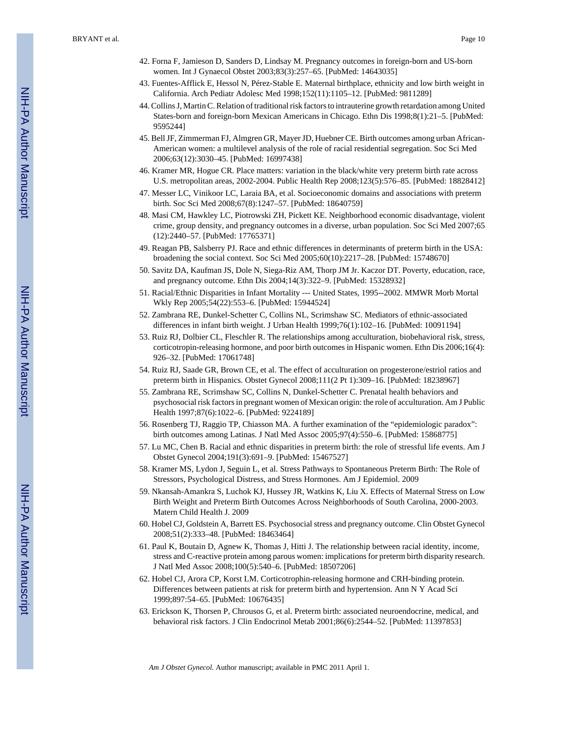42. Forna F, Jamieson D, Sanders D, Lindsay M. Pregnancy outcomes in foreign-born and US-born women. Int J Gynaecol Obstet 2003;83(3):257–65. [PubMed: 14643035]
43. Fuentes-Afflick E, Hessol N, Pérez-Stable E. Maternal birthplace, ethnicity and low birth weight in California. Arch Pediatr Adolesc Med 1998;152(11):1105–12. [PubMed: 9811289]
44. Collins J, Martin C. Relation of traditional risk factors to intrauterine growth retardation among United States-born and foreign-born Mexican Americans in Chicago. Ethn Dis 1998;8(1):21–5. [PubMed: 9595244]
45. Bell JF, Zimmerman FJ, Almgren GR, Mayer JD, Huebner CE. Birth outcomes among urban African-American women: a multilevel analysis of the role of racial residential segregation. Soc Sci Med 2006;63(12):3030–45. [PubMed: 16997438]
46. Kramer MR, Hogue CR. Place matters: variation in the black/white very preterm birth rate across U.S. metropolitan areas, 2002-2004. Public Health Rep 2008;123(5):576–85. [PubMed: 18828412]
47. Messer LC, Vinikoor LC, Laraia BA, et al. Socioeconomic domains and associations with preterm birth. Soc Sci Med 2008;67(8):1247–57. [PubMed: 18640759]
48. Masi CM, Hawkley LC, Piotrowski ZH, Pickett KE. Neighborhood economic disadvantage, violent crime, group density, and pregnancy outcomes in a diverse, urban population. Soc Sci Med 2007;65 (12):2440–57. [PubMed: 17765371]
49. Reagan PB, Salsberry PJ. Race and ethnic differences in determinants of preterm birth in the USA: broadening the social context. Soc Sci Med 2005;60(10):2217–28. [PubMed: 15748670]
50. Savitz DA, Kaufman JS, Dole N, Siega-Riz AM, Thorp JM Jr. Kaczor DT. Poverty, education, race, and pregnancy outcome. Ethn Dis 2004;14(3):322–9. [PubMed: 15328932]
51. Racial/Ethnic Disparities in Infant Mortality --- United States, 1995--2002. MMWR Morb Mortal Wkly Rep 2005;54(22):553–6. [PubMed: 15944524]
52. Zambrana RE, Dunkel-Schetter C, Collins NL, Scrimshaw SC. Mediators of ethnic-associated differences in infant birth weight. J Urban Health 1999;76(1):102–16. [PubMed: 10091194]
53. Ruiz RJ, Dolbier CL, Fleschler R. The relationships among acculturation, biobehavioral risk, stress, corticotropin-releasing hormone, and poor birth outcomes in Hispanic women. Ethn Dis 2006;16(4): 926–32. [PubMed: 17061748]
54. Ruiz RJ, Saade GR, Brown CE, et al. The effect of acculturation on progesterone/estriol ratios and preterm birth in Hispanics. Obstet Gynecol 2008;111(2 Pt 1):309–16. [PubMed: 18238967]
55. Zambrana RE, Scrimshaw SC, Collins N, Dunkel-Schetter C. Prenatal health behaviors and psychosocial risk factors in pregnant women of Mexican origin: the role of acculturation. Am J Public Health 1997;87(6):1022–6. [PubMed: 9224189]
56. Rosenberg TJ, Raggio TP, Chiasson MA. A further examination of the "epidemiologic paradox": birth outcomes among Latinas. J Natl Med Assoc 2005;97(4):550–6. [PubMed: 15868775]
57. Lu MC, Chen B. Racial and ethnic disparities in preterm birth: the role of stressful life events. Am J Obstet Gynecol 2004;191(3):691–9. [PubMed: 15467527]
58. Kramer MS, Lydon J, Seguin L, et al. Stress Pathways to Spontaneous Preterm Birth: The Role of Stressors, Psychological Distress, and Stress Hormones. Am J Epidemiol. 2009
59. Nkansah-Amankra S, Luchok KJ, Hussey JR, Watkins K, Liu X. Effects of Maternal Stress on Low Birth Weight and Preterm Birth Outcomes Across Neighborhoods of South Carolina, 2000-2003. Matern Child Health J. 2009
60. Hobel CJ, Goldstein A, Barrett ES. Psychosocial stress and pregnancy outcome. Clin Obstet Gynecol 2008;51(2):333–48. [PubMed: 18463464]
61. Paul K, Boutain D, Agnew K, Thomas J, Hitti J. The relationship between racial identity, income, stress and C-reactive protein among parous women: implications for preterm birth disparity research. J Natl Med Assoc 2008;100(5):540–6. [PubMed: 18507206]
62. Hobel CJ, Arora CP, Korst LM. Corticotrophin-releasing hormone and CRH-binding protein. Differences between patients at risk for preterm birth and hypertension. Ann N Y Acad Sci 1999;897:54–65. [PubMed: 10676435]
63. Erickson K, Thorsen P, Chrousos G, et al. Preterm birth: associated neuroendocrine, medical, and behavioral risk factors. J Clin Endocrinol Metab 2001;86(6):2544–52. [PubMed: 11397853]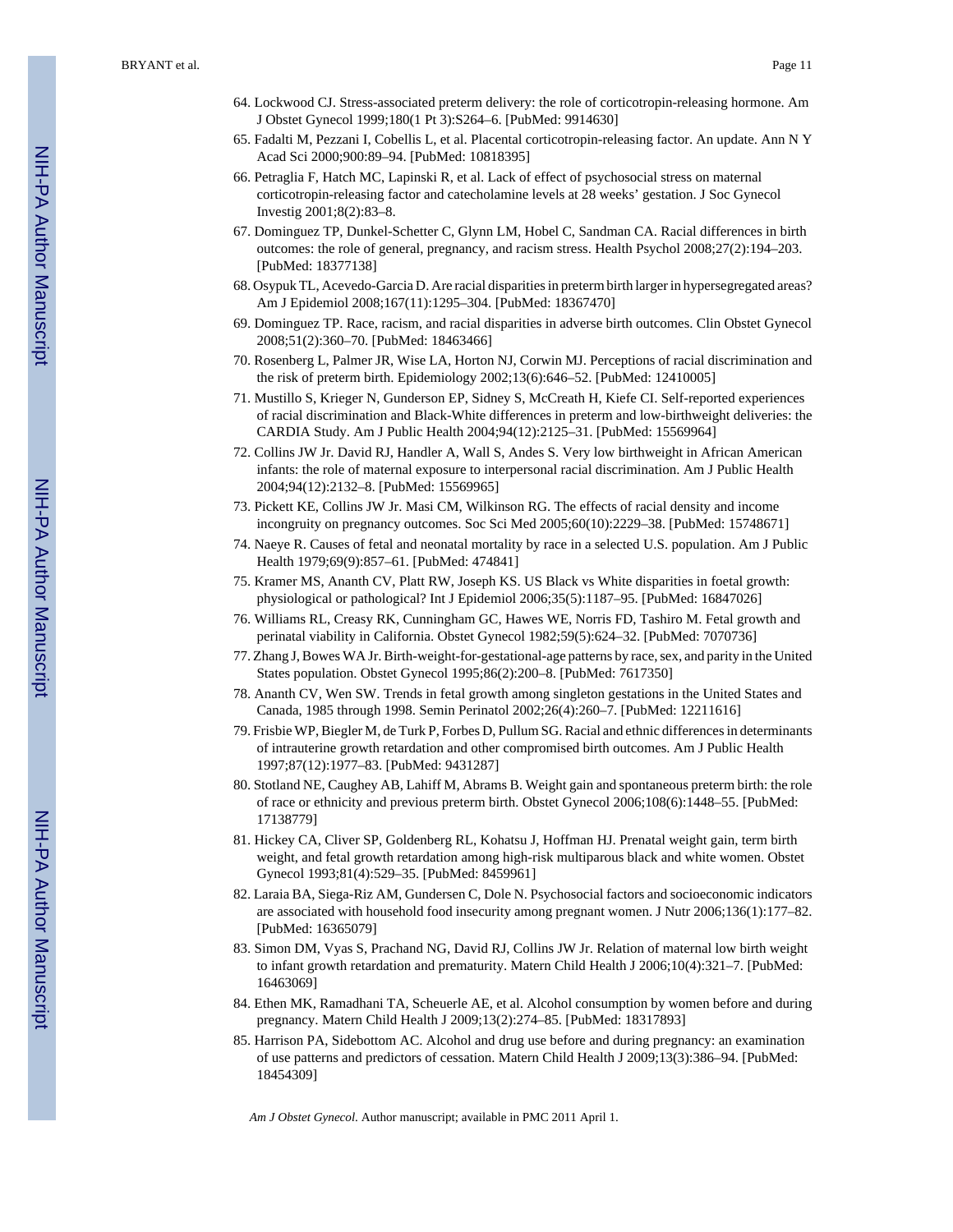64. Lockwood CJ. Stress-associated preterm delivery: the role of corticotropin-releasing hormone. Am J Obstet Gynecol 1999;180(1 Pt 3):S264–6. [PubMed: 9914630]
65. Fadalti M, Pezzani I, Cobellis L, et al. Placental corticotropin-releasing factor. An update. Ann N Y Acad Sci 2000;900:89–94. [PubMed: 10818395]
66. Petraglia F, Hatch MC, Lapinski R, et al. Lack of effect of psychosocial stress on maternal corticotropin-releasing factor and catecholamine levels at 28 weeks' gestation. J Soc Gynecol Investig 2001;8(2):83–8.
67. Dominguez TP, Dunkel-Schetter C, Glynn LM, Hobel C, Sandman CA. Racial differences in birth outcomes: the role of general, pregnancy, and racism stress. Health Psychol 2008;27(2):194–203. [PubMed: 18377138]
68. Osypuk TL, Acevedo-Garcia D. Are racial disparities in preterm birth larger in hypersegregated areas? Am J Epidemiol 2008;167(11):1295–304. [PubMed: 18367470]
69. Dominguez TP. Race, racism, and racial disparities in adverse birth outcomes. Clin Obstet Gynecol 2008;51(2):360–70. [PubMed: 18463466]
70. Rosenberg L, Palmer JR, Wise LA, Horton NJ, Corwin MJ. Perceptions of racial discrimination and the risk of preterm birth. Epidemiology 2002;13(6):646–52. [PubMed: 12410005]
71. Mustillo S, Krieger N, Gunderson EP, Sidney S, McCreath H, Kiefe CI. Self-reported experiences of racial discrimination and Black-White differences in preterm and low-birthweight deliveries: the CARDIA Study. Am J Public Health 2004;94(12):2125–31. [PubMed: 15569964]
72. Collins JW Jr. David RJ, Handler A, Wall S, Andes S. Very low birthweight in African American infants: the role of maternal exposure to interpersonal racial discrimination. Am J Public Health 2004;94(12):2132–8. [PubMed: 15569965]
73. Pickett KE, Collins JW Jr. Masi CM, Wilkinson RG. The effects of racial density and income incongruity on pregnancy outcomes. Soc Sci Med 2005;60(10):2229–38. [PubMed: 15748671]
74. Naeye R. Causes of fetal and neonatal mortality by race in a selected U.S. population. Am J Public Health 1979;69(9):857–61. [PubMed: 474841]
75. Kramer MS, Ananth CV, Platt RW, Joseph KS. US Black vs White disparities in foetal growth: physiological or pathological? Int J Epidemiol 2006;35(5):1187–95. [PubMed: 16847026]
76. Williams RL, Creasy RK, Cunningham GC, Hawes WE, Norris FD, Tashiro M. Fetal growth and perinatal viability in California. Obstet Gynecol 1982;59(5):624–32. [PubMed: 7070736]
77. Zhang J, Bowes WA Jr. Birth-weight-for-gestational-age patterns by race, sex, and parity in the United States population. Obstet Gynecol 1995;86(2):200–8. [PubMed: 7617350]
78. Ananth CV, Wen SW. Trends in fetal growth among singleton gestations in the United States and Canada, 1985 through 1998. Semin Perinatol 2002;26(4):260–7. [PubMed: 12211616]
79. Frisbie WP, Biegler M, de Turk P, Forbes D, Pullum SG. Racial and ethnic differences in determinants of intrauterine growth retardation and other compromised birth outcomes. Am J Public Health 1997;87(12):1977–83. [PubMed: 9431287]
80. Stotland NE, Caughey AB, Lahiff M, Abrams B. Weight gain and spontaneous preterm birth: the role of race or ethnicity and previous preterm birth. Obstet Gynecol 2006;108(6):1448–55. [PubMed: 17138779]
81. Hickey CA, Cliver SP, Goldenberg RL, Kohatsu J, Hoffman HJ. Prenatal weight gain, term birth weight, and fetal growth retardation among high-risk multiparous black and white women. Obstet Gynecol 1993;81(4):529–35. [PubMed: 8459961]
82. Laraia BA, Siega-Riz AM, Gundersen C, Dole N. Psychosocial factors and socioeconomic indicators are associated with household food insecurity among pregnant women. J Nutr 2006;136(1):177–82. [PubMed: 16365079]
83. Simon DM, Vyas S, Prachand NG, David RJ, Collins JW Jr. Relation of maternal low birth weight to infant growth retardation and prematurity. Matern Child Health J 2006;10(4):321–7. [PubMed: 16463069]
84. Ethen MK, Ramadhani TA, Scheuerle AE, et al. Alcohol consumption by women before and during pregnancy. Matern Child Health J 2009;13(2):274–85. [PubMed: 18317893]
85. Harrison PA, Sidebottom AC. Alcohol and drug use before and during pregnancy: an examination of use patterns and predictors of cessation. Matern Child Health J 2009;13(3):386–94. [PubMed: 18454309]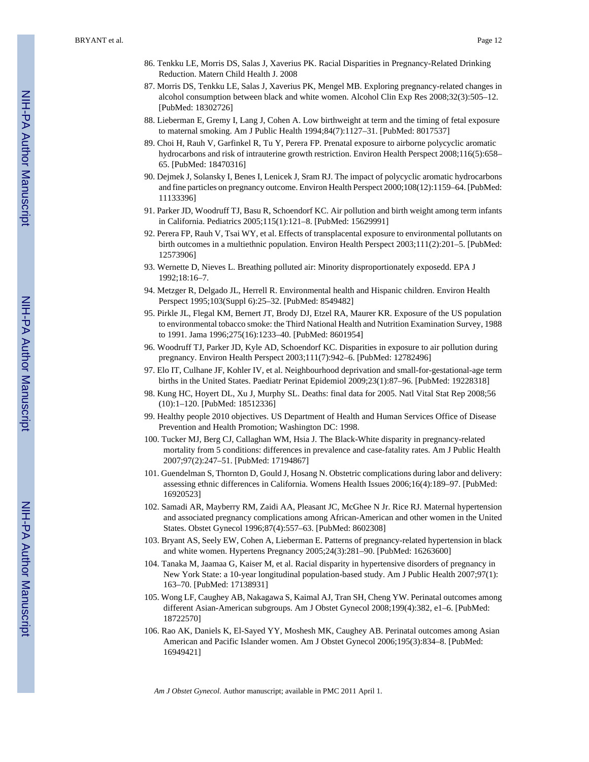86. Tenkku LE, Morris DS, Salas J, Xaverius PK. Racial Disparities in Pregnancy-Related Drinking Reduction. Matern Child Health J. 2008
87. Morris DS, Tenkku LE, Salas J, Xaverius PK, Mengel MB. Exploring pregnancy-related changes in alcohol consumption between black and white women. Alcohol Clin Exp Res 2008;32(3):505–12. [PubMed: 18302726]
88. Lieberman E, Gremy I, Lang J, Cohen A. Low birthweight at term and the timing of fetal exposure to maternal smoking. Am J Public Health 1994;84(7):1127–31. [PubMed: 8017537]
89. Choi H, Rauh V, Garfinkel R, Tu Y, Perera FP. Prenatal exposure to airborne polycyclic aromatic hydrocarbons and risk of intrauterine growth restriction. Environ Health Perspect 2008;116(5):658–65. [PubMed: 18470316]
90. Dejmek J, Solansky I, Benes I, Lenicek J, Sram RJ. The impact of polycyclic aromatic hydrocarbons and fine particles on pregnancy outcome. Environ Health Perspect 2000;108(12):1159–64. [PubMed: 11133396]
91. Parker JD, Woodruff TJ, Basu R, Schoendorf KC. Air pollution and birth weight among term infants in California. Pediatrics 2005;115(1):121–8. [PubMed: 15629991]
92. Perera FP, Rauh V, Tsai WY, et al. Effects of transplacental exposure to environmental pollutants on birth outcomes in a multiethnic population. Environ Health Perspect 2003;111(2):201–5. [PubMed: 12573906]
93. Wernette D, Nieves L. Breathing polluted air: Minority disproportionately exposedd. EPA J 1992;18:16–7.
94. Metzger R, Delgado JL, Herrell R. Environmental health and Hispanic children. Environ Health Perspect 1995;103(Suppl 6):25–32. [PubMed: 8549482]
95. Pirkle JL, Flegal KM, Bernert JT, Brody DJ, Etzel RA, Maurer KR. Exposure of the US population to environmental tobacco smoke: the Third National Health and Nutrition Examination Survey, 1988 to 1991. Jama 1996;275(16):1233–40. [PubMed: 8601954]
96. Woodruff TJ, Parker JD, Kyle AD, Schoendorf KC. Disparities in exposure to air pollution during pregnancy. Environ Health Perspect 2003;111(7):942–6. [PubMed: 12782496]
97. Elo IT, Culhane JF, Kohler IV, et al. Neighbourhood deprivation and small-for-gestational-age term births in the United States. Paediatr Perinat Epidemiol 2009;23(1):87–96. [PubMed: 19228318]
98. Kung HC, Hoyert DL, Xu J, Murphy SL. Deaths: final data for 2005. Natl Vital Stat Rep 2008;56 (10):1–120. [PubMed: 18512336]
99. Healthy people 2010 objectives. US Department of Health and Human Services Office of Disease Prevention and Health Promotion; Washington DC: 1998.
100. Tucker MJ, Berg CJ, Callaghan WM, Hsia J. The Black-White disparity in pregnancy-related mortality from 5 conditions: differences in prevalence and case-fatality rates. Am J Public Health 2007;97(2):247–51. [PubMed: 17194867]
101. Guendelman S, Thornton D, Gould J, Hosang N. Obstetric complications during labor and delivery: assessing ethnic differences in California. Womens Health Issues 2006;16(4):189–97. [PubMed: 16920523]
102. Samadi AR, Mayberry RM, Zaidi AA, Pleasant JC, McGhee N Jr. Rice RJ. Maternal hypertension and associated pregnancy complications among African-American and other women in the United States. Obstet Gynecol 1996;87(4):557–63. [PubMed: 8602308]
103. Bryant AS, Seely EW, Cohen A, Lieberman E. Patterns of pregnancy-related hypertension in black and white women. Hypertens Pregnancy 2005;24(3):281–90. [PubMed: 16263600]
104. Tanaka M, Jaamaa G, Kaiser M, et al. Racial disparity in hypertensive disorders of pregnancy in New York State: a 10-year longitudinal population-based study. Am J Public Health 2007;97(1): 163–70. [PubMed: 17138931]
105. Wong LF, Caughey AB, Nakagawa S, Kaimal AJ, Tran SH, Cheng YW. Perinatal outcomes among different Asian-American subgroups. Am J Obstet Gynecol 2008;199(4):382, e1–6. [PubMed: 18722570]
106. Rao AK, Daniels K, El-Sayed YY, Moshesh MK, Caughey AB. Perinatal outcomes among Asian American and Pacific Islander women. Am J Obstet Gynecol 2006;195(3):834–8. [PubMed: 16949421]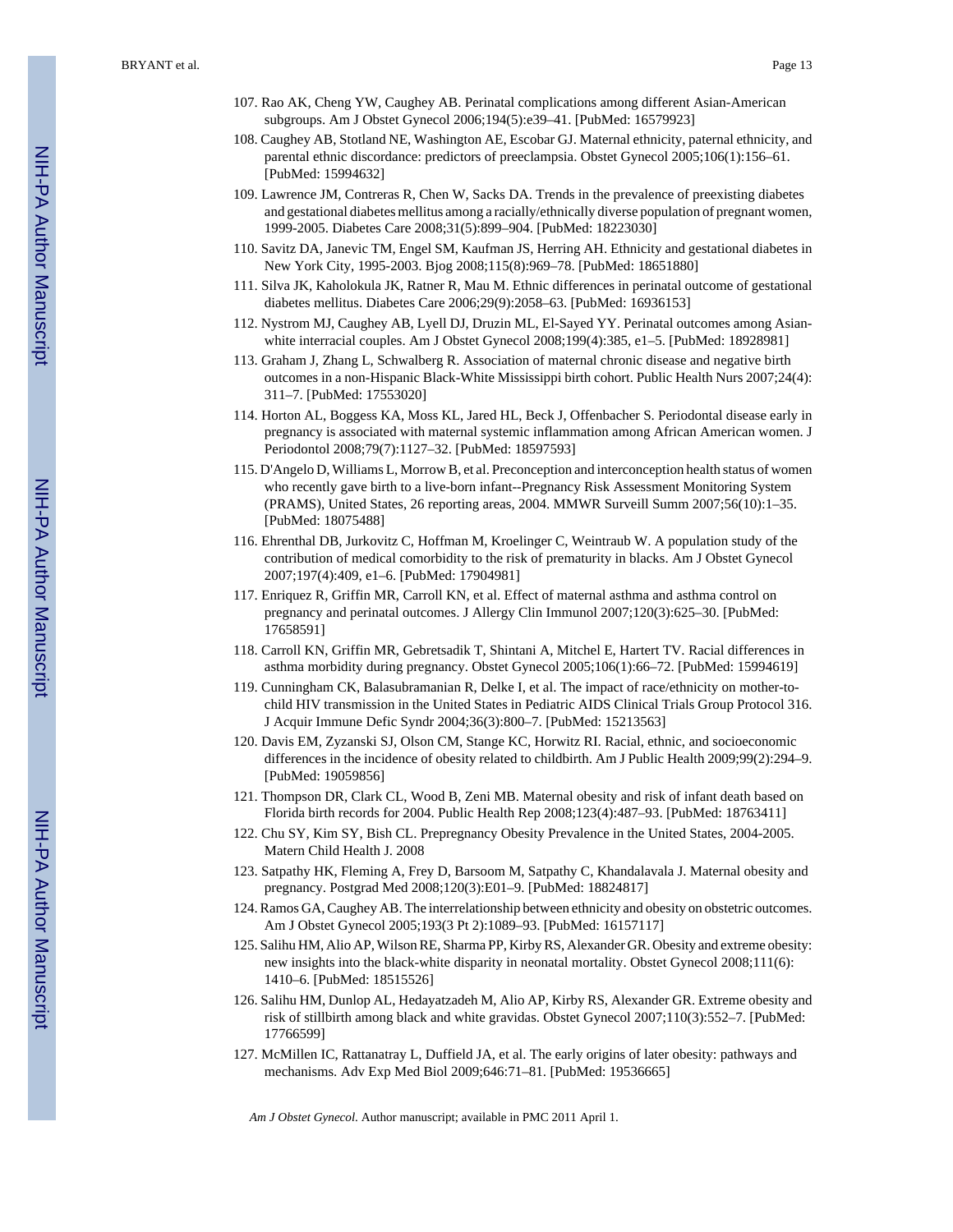107. Rao AK, Cheng YW, Caughey AB. Perinatal complications among different Asian-American subgroups. Am J Obstet Gynecol 2006;194(5):e39–41. [PubMed: 16579923]

108. Caughey AB, Stotland NE, Washington AE, Escobar GJ. Maternal ethnicity, paternal ethnicity, and parental ethnic discordance: predictors of preeclampsia. Obstet Gynecol 2005;106(1):156–61. [PubMed: 15994632]

109. Lawrence JM, Contreras R, Chen W, Sacks DA. Trends in the prevalence of preexisting diabetes and gestational diabetes mellitus among a racially/ethnically diverse population of pregnant women, 1999-2005. Diabetes Care 2008;31(5):899–904. [PubMed: 18223030]

110. Savitz DA, Janevic TM, Engel SM, Kaufman JS, Herring AH. Ethnicity and gestational diabetes in New York City, 1995-2003. Bjog 2008;115(8):969–78. [PubMed: 18651880]

111. Silva JK, Kaholokula JK, Ratner R, Mau M. Ethnic differences in perinatal outcome of gestational diabetes mellitus. Diabetes Care 2006;29(9):2058–63. [PubMed: 16936153]

112. Nystrom MJ, Caughey AB, Lyell DJ, Druzin ML, El-Sayed YY. Perinatal outcomes among Asian-white interracial couples. Am J Obstet Gynecol 2008;199(4):385, e1–5. [PubMed: 18928981]

113. Graham J, Zhang L, Schwalberg R. Association of maternal chronic disease and negative birth outcomes in a non-Hispanic Black-White Mississippi birth cohort. Public Health Nurs 2007;24(4): 311–7. [PubMed: 17553020]

114. Horton AL, Boggess KA, Moss KL, Jared HL, Beck J, Offenbacher S. Periodontal disease early in pregnancy is associated with maternal systemic inflammation among African American women. J Periodontol 2008;79(7):1127–32. [PubMed: 18597593]

115. D'Angelo D, Williams L, Morrow B, et al. Preconception and interconception health status of women who recently gave birth to a live-born infant--Pregnancy Risk Assessment Monitoring System (PRAMS), United States, 26 reporting areas, 2004. MMWR Surveill Summ 2007;56(10):1–35. [PubMed: 18075488]

116. Ehrenthal DB, Jurkovitz C, Hoffman M, Kroelinger C, Weintraub W. A population study of the contribution of medical comorbidity to the risk of prematurity in blacks. Am J Obstet Gynecol 2007;197(4):409, e1–6. [PubMed: 17904981]

117. Enriquez R, Griffin MR, Carroll KN, et al. Effect of maternal asthma and asthma control on pregnancy and perinatal outcomes. J Allergy Clin Immunol 2007;120(3):625–30. [PubMed: 17658591]

118. Carroll KN, Griffin MR, Gebretsadik T, Shintani A, Mitchel E, Hartert TV. Racial differences in asthma morbidity during pregnancy. Obstet Gynecol 2005;106(1):66–72. [PubMed: 15994619]

119. Cunningham CK, Balasubramanian R, Delke I, et al. The impact of race/ethnicity on mother-to-child HIV transmission in the United States in Pediatric AIDS Clinical Trials Group Protocol 316. J Acquir Immune Defic Syndr 2004;36(3):800–7. [PubMed: 15213563]

120. Davis EM, Zyzanski SJ, Olson CM, Stange KC, Horwitz RI. Racial, ethnic, and socioeconomic differences in the incidence of obesity related to childbirth. Am J Public Health 2009;99(2):294–9. [PubMed: 19059856]

121. Thompson DR, Clark CL, Wood B, Zeni MB. Maternal obesity and risk of infant death based on Florida birth records for 2004. Public Health Rep 2008;123(4):487–93. [PubMed: 18763411]

122. Chu SY, Kim SY, Bish CL. Prepregnancy Obesity Prevalence in the United States, 2004-2005. Matern Child Health J. 2008

123. Satpathy HK, Fleming A, Frey D, Barsoom M, Satpathy C, Khandalavala J. Maternal obesity and pregnancy. Postgrad Med 2008;120(3):E01–9. [PubMed: 18824817]

124. Ramos GA, Caughey AB. The interrelationship between ethnicity and obesity on obstetric outcomes. Am J Obstet Gynecol 2005;193(3 Pt 2):1089–93. [PubMed: 16157117]

125. Salihu HM, Alio AP, Wilson RE, Sharma PP, Kirby RS, Alexander GR. Obesity and extreme obesity: new insights into the black-white disparity in neonatal mortality. Obstet Gynecol 2008;111(6): 1410–6. [PubMed: 18515526]

126. Salihu HM, Dunlop AL, Hedayatzadeh M, Alio AP, Kirby RS, Alexander GR. Extreme obesity and risk of stillbirth among black and white gravidas. Obstet Gynecol 2007;110(3):552–7. [PubMed: 17766599]

127. McMillen IC, Rattanatray L, Duffield JA, et al. The early origins of later obesity: pathways and mechanisms. Adv Exp Med Biol 2009;646:71–81. [PubMed: 19536665]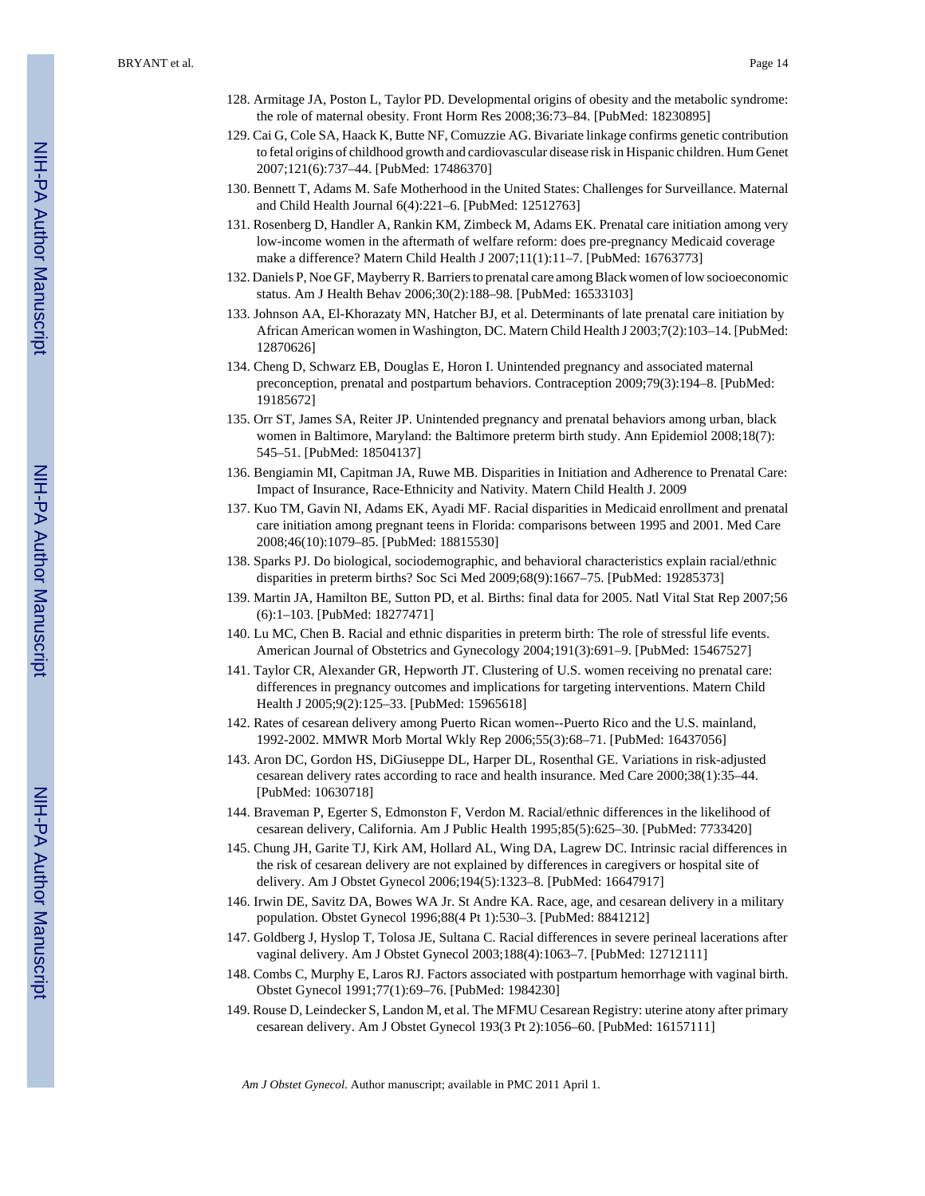128. Armitage JA, Poston L, Taylor PD. Developmental origins of obesity and the metabolic syndrome: the role of maternal obesity. Front Horm Res 2008;36:73–84. [PubMed: 18230895]
129. Cai G, Cole SA, Haack K, Butte NF, Comuzzie AG. Bivariate linkage confirms genetic contribution to fetal origins of childhood growth and cardiovascular disease risk in Hispanic children. Hum Genet 2007;121(6):737–44. [PubMed: 17486370]
130. Bennett T, Adams M. Safe Motherhood in the United States: Challenges for Surveillance. Maternal and Child Health Journal 6(4):221–6. [PubMed: 12512763]
131. Rosenberg D, Handler A, Rankin KM, Zimbeck M, Adams EK. Prenatal care initiation among very low-income women in the aftermath of welfare reform: does pre-pregnancy Medicaid coverage make a difference? Matern Child Health J 2007;11(1):11–7. [PubMed: 16763773]
132. Daniels P, Noe GF, Mayberry R. Barriers to prenatal care among Black women of low socioeconomic status. Am J Health Behav 2006;30(2):188–98. [PubMed: 16533103]
133. Johnson AA, El-Khorazaty MN, Hatcher BJ, et al. Determinants of late prenatal care initiation by African American women in Washington, DC. Matern Child Health J 2003;7(2):103–14. [PubMed: 12870626]
134. Cheng D, Schwarz EB, Douglas E, Horon I. Unintended pregnancy and associated maternal preconception, prenatal and postpartum behaviors. Contraception 2009;79(3):194–8. [PubMed: 19185672]
135. Orr ST, James SA, Reiter JP. Unintended pregnancy and prenatal behaviors among urban, black women in Baltimore, Maryland: the Baltimore preterm birth study. Ann Epidemiol 2008;18(7): 545–51. [PubMed: 18504137]
136. Bengiamin MI, Capitman JA, Ruwe MB. Disparities in Initiation and Adherence to Prenatal Care: Impact of Insurance, Race-Ethnicity and Nativity. Matern Child Health J. 2009
137. Kuo TM, Gavin NI, Adams EK, Ayadi MF. Racial disparities in Medicaid enrollment and prenatal care initiation among pregnant teens in Florida: comparisons between 1995 and 2001. Med Care 2008;46(10):1079–85. [PubMed: 18815530]
138. Sparks PJ. Do biological, sociodemographic, and behavioral characteristics explain racial/ethnic disparities in preterm births? Soc Sci Med 2009;68(9):1667–75. [PubMed: 19285373]
139. Martin JA, Hamilton BE, Sutton PD, et al. Births: final data for 2005. Natl Vital Stat Rep 2007;56 (6):1–103. [PubMed: 18277471]
140. Lu MC, Chen B. Racial and ethnic disparities in preterm birth: The role of stressful life events. American Journal of Obstetrics and Gynecology 2004;191(3):691–9. [PubMed: 15467527]
141. Taylor CR, Alexander GR, Hepworth JT. Clustering of U.S. women receiving no prenatal care: differences in pregnancy outcomes and implications for targeting interventions. Matern Child Health J 2005;9(2):125–33. [PubMed: 15965618]
142. Rates of cesarean delivery among Puerto Rican women--Puerto Rico and the U.S. mainland, 1992-2002. MMWR Morb Mortal Wkly Rep 2006;55(3):68–71. [PubMed: 16437056]
143. Aron DC, Gordon HS, DiGiuseppe DL, Harper DL, Rosenthal GE. Variations in risk-adjusted cesarean delivery rates according to race and health insurance. Med Care 2000;38(1):35–44. [PubMed: 10630718]
144. Braveman P, Egerter S, Edmonston F, Verdon M. Racial/ethnic differences in the likelihood of cesarean delivery, California. Am J Public Health 1995;85(5):625–30. [PubMed: 7733420]
145. Chung JH, Garite TJ, Kirk AM, Hollard AL, Wing DA, Lagrew DC. Intrinsic racial differences in the risk of cesarean delivery are not explained by differences in caregivers or hospital site of delivery. Am J Obstet Gynecol 2006;194(5):1323–8. [PubMed: 16647917]
146. Irwin DE, Savitz DA, Bowes WA Jr. St Andre KA. Race, age, and cesarean delivery in a military population. Obstet Gynecol 1996;88(4 Pt 1):530–3. [PubMed: 8841212]
147. Goldberg J, Hyslop T, Tolosa JE, Sultana C. Racial differences in severe perineal lacerations after vaginal delivery. Am J Obstet Gynecol 2003;188(4):1063–7. [PubMed: 12712111]
148. Combs C, Murphy E, Laros RJ. Factors associated with postpartum hemorrhage with vaginal birth. Obstet Gynecol 1991;77(1):69–76. [PubMed: 1984230]
149. Rouse D, Leindecker S, Landon M, et al. The MFMU Cesarean Registry: uterine atony after primary cesarean delivery. Am J Obstet Gynecol 193(3 Pt 2):1056–60. [PubMed: 16157111]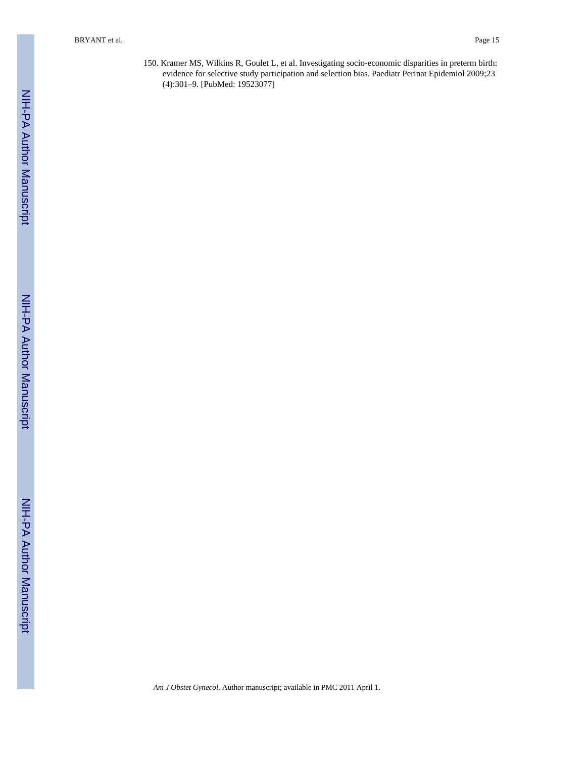150. Kramer MS, Wilkins R, Goulet L, et al. Investigating socio-economic disparities in preterm birth: evidence for selective study participation and selection bias. Paediatr Perinat Epidemiol 2009;23 (4):301–9. [PubMed: 19523077]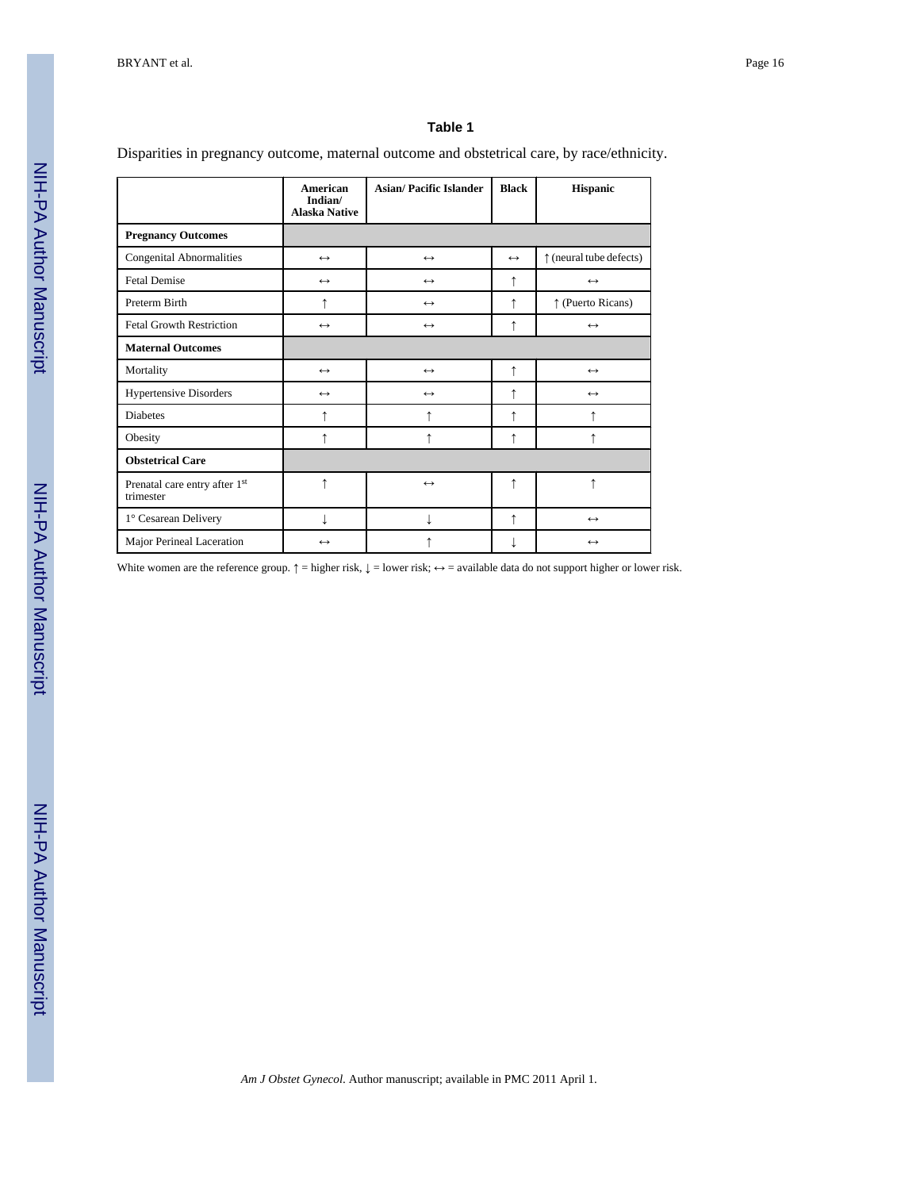**Table 1**

Disparities in pregnancy outcome, maternal outcome and obstetrical care, by race/ethnicity.

| | American Indian/ Alaska Native | Asian/ Pacific Islander | Black | Hispanic |
|---|---|---|---|---|
| **Pregnancy Outcomes** | | | | |
| Congenital Abnormalities | ↔ | ↔ | ↔ | ↑ (neural tube defects) |
| Fetal Demise | ↔ | ↔ | ↑ | ↔ |
| Preterm Birth | ↑ | ↔ | ↑ | ↑ (Puerto Ricans) |
| Fetal Growth Restriction | ↔ | ↔ | ↑ | ↔ |
| **Maternal Outcomes** | | | | |
| Mortality | ↔ | ↔ | ↑ | ↔ |
| Hypertensive Disorders | ↔ | ↔ | ↑ | ↔ |
| Diabetes | ↑ | ↑ | ↑ | ↑ |
| Obesity | ↑ | ↑ | ↑ | ↑ |
| **Obstetrical Care** | | | | |
| Prenatal care entry after 1st trimester | ↑ | ↔ | ↑ | ↑ |
| 1° Cesarean Delivery | ↓ | ↓ | ↑ | ↔ |
| Major Perineal Laceration | ↔ | ↑ | ↓ | ↔ |

White women are the reference group. ↑ = higher risk, ↓ = lower risk; ↔ = available data do not support higher or lower risk.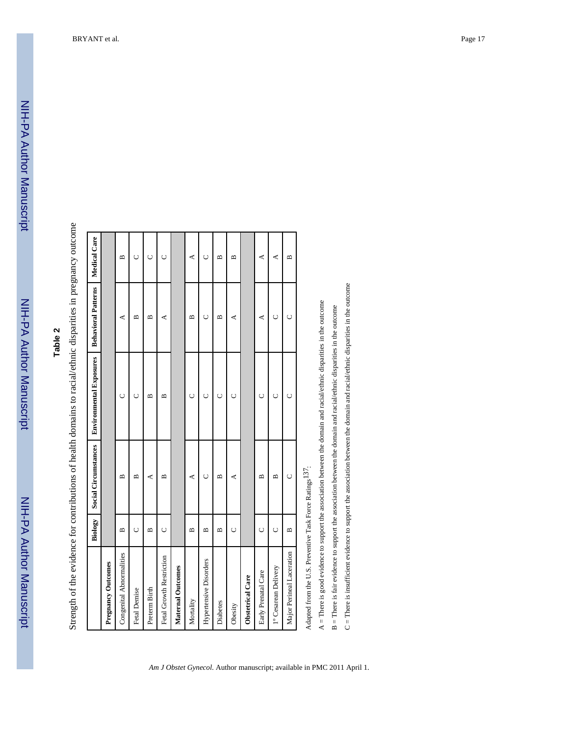## Table 2

Strength of the evidence for contributions of health domains to racial/ethnic disparities in pregnancy outcome

| | Biology | Social Circumstances | Environmental Exposures | Behavioral Patterns | Medical Care |
|---|---|---|---|---|---|
| **Pregnancy Outcomes** | | | | | |
| Congenital Abnormalities | B | B | C | A | B |
| Fetal Demise | C | B | C | B | C |
| Preterm Birth | B | A | B | B | C |
| Fetal Growth Restriction | C | B | B | A | C |
| **Maternal Outcomes** | | | | | |
| Mortality | B | A | C | B | A |
| Hypertensive Disorders | B | C | C | C | C |
| Diabetes | B | B | C | B | B |
| Obesity | C | A | C | A | B |
| **Obstetrical Care** | | | | | |
| Early Prenatal Care | C | B | C | A | A |
| 1° Cesarean Delivery | C | B | C | C | A |
| Major Perineal Laceration | B | C | C | C | B |

Adapted from the U.S. Preventive Task Force Ratings[137]:

A = There is good evidence to support the association between the domain and racial/ethnic disparities in the outcome

B = There is fair evidence to support the association between the domain and racial/ethnic disparities in the outcome

C = There is insufficient evidence to support the association between the domain and racial/ethnic disparities in the outcome